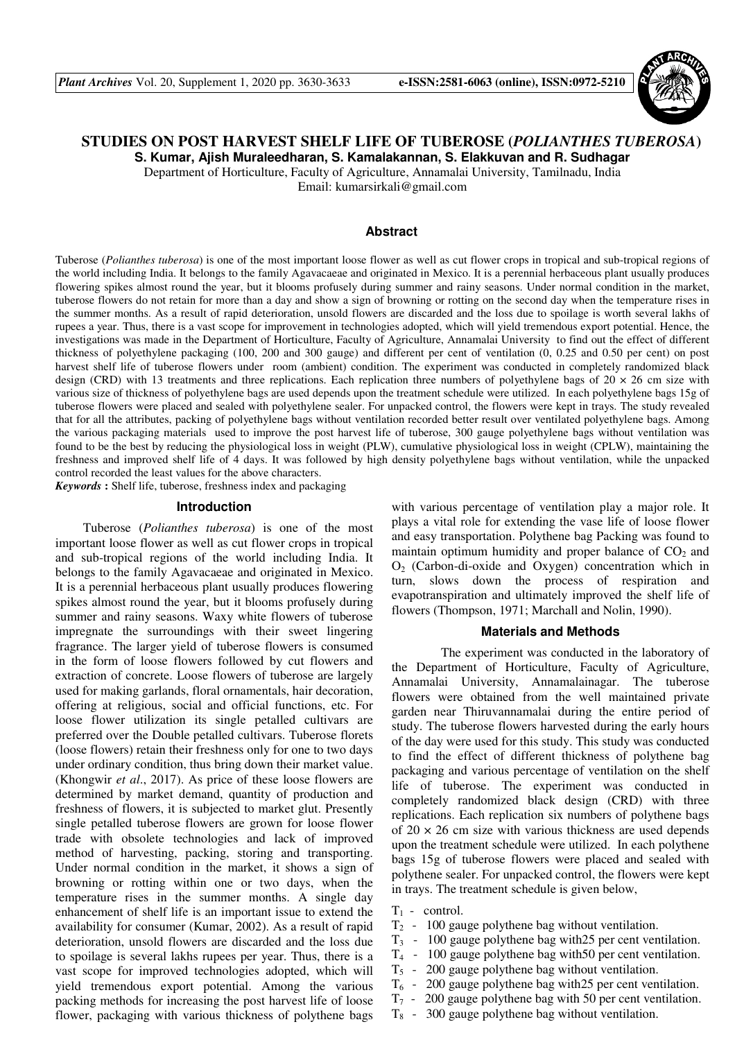# STUDIES ON POST HARVEST SHELF LIFE OF TUBEROSE (*POLIANTHES TUBEROSA*)

**S. Kumar, Ajish Muraleedharan, S. Kamalakannan, S. Elakkuvan and R. Sudhagar**

Department of Horticulture, Faculty of Agriculture, Annamalai University, Tamilnadu, India

Email: kumarsirkali@gmail.com

## Abstract

Tuberose (*Polianthes tuberosa*) is one of the most important loose flower as well as cut flower crops in tropical and sub-tropical regions of the world including India. It belongs to the family Agavacaeae and originated in Mexico. It is a perennial herbaceous plant usually produces flowering spikes almost round the year, but it blooms profusely during summer and rainy seasons. Under normal condition in the market, tuberose flowers do not retain for more than a day and show a sign of browning or rotting on the second day when the temperature rises in the summer months. As a result of rapid deterioration, unsold flowers are discarded and the loss due to spoilage is worth several lakhs of rupees a year. Thus, there is a vast scope for improvement in technologies adopted, which will yield tremendous export potential. Hence, the investigations was made in the Department of Horticulture, Faculty of Agriculture, Annamalai University to find out the effect of different thickness of polyethylene packaging (100, 200 and 300 gauge) and different per cent of ventilation (0, 0.25 and 0.50 per cent) on post harvest shelf life of tuberose flowers under room (ambient) condition. The experiment was conducted in completely randomized black design (CRD) with 13 treatments and three replications. Each replication three numbers of polyethylene bags of 20 × 26 cm size with various size of thickness of polyethylene bags are used depends upon the treatment schedule were utilized. In each polyethylene bags 15g of tuberose flowers were placed and sealed with polyethylene sealer. For unpacked control, the flowers were kept in trays. The study revealed that for all the attributes, packing of polyethylene bags without ventilation recorded better result over ventilated polyethylene bags. Among the various packaging materials used to improve the post harvest life of tuberose, 300 gauge polyethylene bags without ventilation was found to be the best by reducing the physiological loss in weight (PLW), cumulative physiological loss in weight (CPLW), maintaining the freshness and improved shelf life of 4 days. It was followed by high density polyethylene bags without ventilation, while the unpacked control recorded the least values for the above characters.

***Keywords*** **:** Shelf life, tuberose, freshness index and packaging

## Introduction

Tuberose (*Polianthes tuberosa*) is one of the most important loose flower as well as cut flower crops in tropical and sub-tropical regions of the world including India. It belongs to the family Agavacaeae and originated in Mexico. It is a perennial herbaceous plant usually produces flowering spikes almost round the year, but it blooms profusely during summer and rainy seasons. Waxy white flowers of tuberose impregnate the surroundings with their sweet lingering fragrance. The larger yield of tuberose flowers is consumed in the form of loose flowers followed by cut flowers and extraction of concrete. Loose flowers of tuberose are largely used for making garlands, floral ornamentals, hair decoration, offering at religious, social and official functions, etc. For loose flower utilization its single petalled cultivars are preferred over the Double petalled cultivars. Tuberose florets (loose flowers) retain their freshness only for one to two days under ordinary condition, thus bring down their market value. (Khongwir *et al*., 2017). As price of these loose flowers are determined by market demand, quantity of production and freshness of flowers, it is subjected to market glut. Presently single petalled tuberose flowers are grown for loose flower trade with obsolete technologies and lack of improved method of harvesting, packing, storing and transporting. Under normal condition in the market, it shows a sign of browning or rotting within one or two days, when the temperature rises in the summer months. A single day enhancement of shelf life is an important issue to extend the availability for consumer (Kumar, 2002). As a result of rapid deterioration, unsold flowers are discarded and the loss due to spoilage is several lakhs rupees per year. Thus, there is a vast scope for improved technologies adopted, which will yield tremendous export potential. Among the various packing methods for increasing the post harvest life of loose flower, packaging with various thickness of polythene bags with various percentage of ventilation play a major role. It plays a vital role for extending the vase life of loose flower and easy transportation. Polythene bag Packing was found to maintain optimum humidity and proper balance of $CO_2$ and $O_2$ (Carbon-di-oxide and Oxygen) concentration which in turn, slows down the process of respiration and evapotranspiration and ultimately improved the shelf life of flowers (Thompson, 1971; Marchall and Nolin, 1990).

## Materials and Methods

The experiment was conducted in the laboratory of the Department of Horticulture, Faculty of Agriculture, Annamalai University, Annamalainagar. The tuberose flowers were obtained from the well maintained private garden near Thiruvannamalai during the entire period of study. The tuberose flowers harvested during the early hours of the day were used for this study. This study was conducted to find the effect of different thickness of polythene bag packaging and various percentage of ventilation on the shelf life of tuberose. The experiment was conducted in completely randomized black design (CRD) with three replications. Each replication six numbers of polythene bags of 20 × 26 cm size with various thickness are used depends upon the treatment schedule were utilized. In each polythene bags 15g of tuberose flowers were placed and sealed with polythene sealer. For unpacked control, the flowers were kept in trays. The treatment schedule is given below,

- $T_1$ - control.
- $T_2$ - 100 gauge polythene bag without ventilation.
- $T_3$ - 100 gauge polythene bag with25 per cent ventilation.
- $T_4$ - 100 gauge polythene bag with50 per cent ventilation.
- $T_5$ - 200 gauge polythene bag without ventilation.
- $T_6$ - 200 gauge polythene bag with25 per cent ventilation.
- $T_7$ - 200 gauge polythene bag with 50 per cent ventilation.
- $T_8$ - 300 gauge polythene bag without ventilation.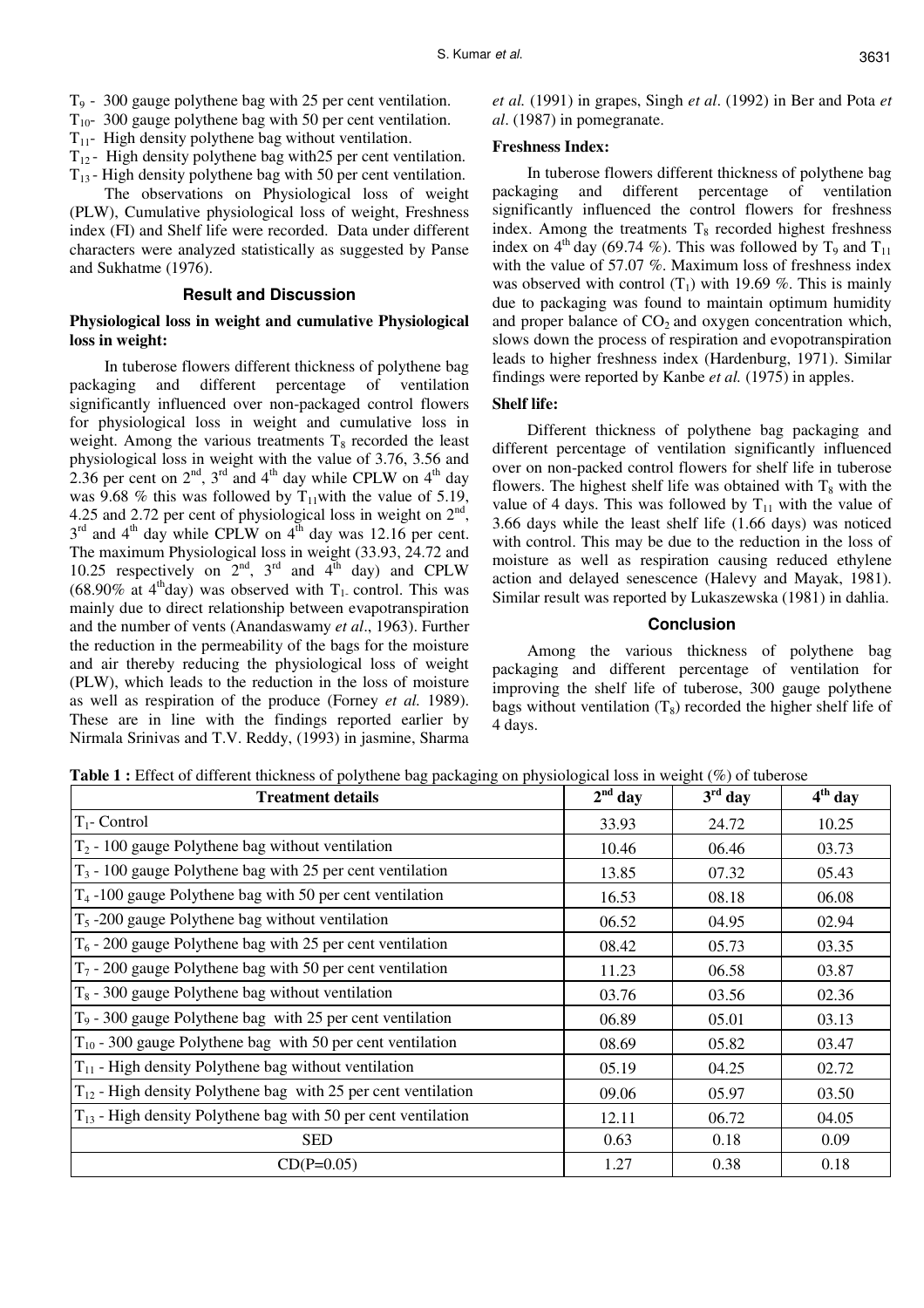$T_9$ - 300 gauge polythene bag with 25 per cent ventilation.
$T_{10}$- 300 gauge polythene bag with 50 per cent ventilation.
$T_{11}$- High density polythene bag without ventilation.
$T_{12}$ - High density polythene bag with25 per cent ventilation.
$T_{13}$ - High density polythene bag with 50 per cent ventilation.

The observations on Physiological loss of weight (PLW), Cumulative physiological loss of weight, Freshness index (FI) and Shelf life were recorded. Data under different characters were analyzed statistically as suggested by Panse and Sukhatme (1976).

## Result and Discussion

### Physiological loss in weight and cumulative Physiological loss in weight:

In tuberose flowers different thickness of polythene bag packaging and different percentage of ventilation significantly influenced over non-packaged control flowers for physiological loss in weight and cumulative loss in weight. Among the various treatments $T_8$ recorded the least physiological loss in weight with the value of 3.76, 3.56 and 2.36 per cent on $2^{nd}$, $3^{rd}$ and $4^{th}$ day while CPLW on $4^{th}$ day was 9.68 % this was followed by $T_{11}$with the value of 5.19, 4.25 and 2.72 per cent of physiological loss in weight on $2^{nd}$, $3^{rd}$ and $4^{th}$ day while CPLW on $4^{th}$ day was 12.16 per cent. The maximum Physiological loss in weight (33.93, 24.72 and 10.25 respectively on $2^{nd}$, $3^{rd}$ and $4^{th}$ day) and CPLW (68.90% at $4^{th}$day) was observed with $T_1$ control. This was mainly due to direct relationship between evapotranspiration and the number of vents (Anandaswamy *et al*., 1963). Further the reduction in the permeability of the bags for the moisture and air thereby reducing the physiological loss of weight (PLW), which leads to the reduction in the loss of moisture as well as respiration of the produce (Forney *et al.* 1989). These are in line with the findings reported earlier by Nirmala Srinivas and T.V. Reddy, (1993) in jasmine, Sharma *et al.* (1991) in grapes, Singh *et al*. (1992) in Ber and Pota *et al*. (1987) in pomegranate.

### Freshness Index:

In tuberose flowers different thickness of polythene bag packaging and different percentage of ventilation significantly influenced the control flowers for freshness index. Among the treatments $T_8$ recorded highest freshness index on $4^{th}$ day (69.74 %). This was followed by $T_9$ and $T_{11}$ with the value of 57.07 %. Maximum loss of freshness index was observed with control ($T_1$) with 19.69 %. This is mainly due to packaging was found to maintain optimum humidity and proper balance of $CO_2$ and oxygen concentration which, slows down the process of respiration and evopotranspiration leads to higher freshness index (Hardenburg, 1971). Similar findings were reported by Kanbe *et al.* (1975) in apples.

### Shelf life:

Different thickness of polythene bag packaging and different percentage of ventilation significantly influenced over on non-packed control flowers for shelf life in tuberose flowers. The highest shelf life was obtained with $T_8$ with the value of 4 days. This was followed by $T_{11}$ with the value of 3.66 days while the least shelf life (1.66 days) was noticed with control. This may be due to the reduction in the loss of moisture as well as respiration causing reduced ethylene action and delayed senescence (Halevy and Mayak, 1981). Similar result was reported by Lukaszewska (1981) in dahlia.

## Conclusion

Among the various thickness of polythene bag packaging and different percentage of ventilation for improving the shelf life of tuberose, 300 gauge polythene bags without ventilation ($T_8$) recorded the higher shelf life of 4 days.

**Table 1 :** Effect of different thickness of polythene bag packaging on physiological loss in weight (%) of tuberose

| Treatment details | $2^{nd}$ day | $3^{rd}$ day | $4^{th}$ day |
|---|---|---|---|
| $T_1$- Control | 33.93 | 24.72 | 10.25 |
| $T_2$ - 100 gauge Polythene bag without ventilation | 10.46 | 06.46 | 03.73 |
| $T_3$ - 100 gauge Polythene bag with 25 per cent ventilation | 13.85 | 07.32 | 05.43 |
| $T_4$ -100 gauge Polythene bag with 50 per cent ventilation | 16.53 | 08.18 | 06.08 |
| $T_5$ -200 gauge Polythene bag without ventilation | 06.52 | 04.95 | 02.94 |
| $T_6$ - 200 gauge Polythene bag with 25 per cent ventilation | 08.42 | 05.73 | 03.35 |
| $T_7$ - 200 gauge Polythene bag with 50 per cent ventilation | 11.23 | 06.58 | 03.87 |
| $T_8$ - 300 gauge Polythene bag without ventilation | 03.76 | 03.56 | 02.36 |
| $T_9$ - 300 gauge Polythene bag with 25 per cent ventilation | 06.89 | 05.01 | 03.13 |
| $T_{10}$ - 300 gauge Polythene bag with 50 per cent ventilation | 08.69 | 05.82 | 03.47 |
| $T_{11}$ - High density Polythene bag without ventilation | 05.19 | 04.25 | 02.72 |
| $T_{12}$ - High density Polythene bag with 25 per cent ventilation | 09.06 | 05.97 | 03.50 |
| $T_{13}$ - High density Polythene bag with 50 per cent ventilation | 12.11 | 06.72 | 04.05 |
| SED | 0.63 | 0.18 | 0.09 |
| CD(P=0.05) | 1.27 | 0.38 | 0.18 |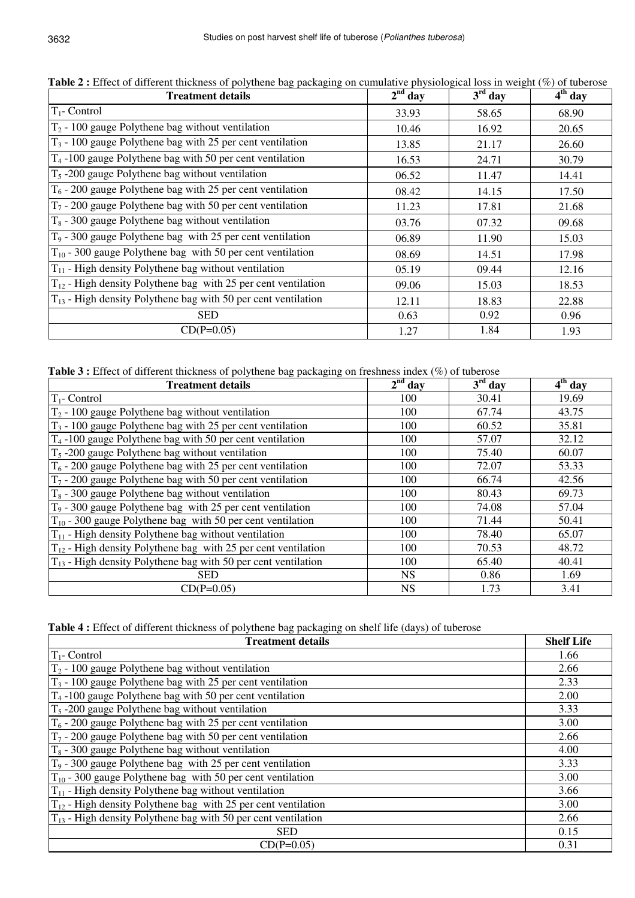**Table 2 :** Effect of different thickness of polythene bag packaging on cumulative physiological loss in weight (%) of tuberose

| Treatment details | $2^{nd}$ day | $3^{rd}$ day | $4^{th}$ day |
|---|---|---|---|
| $T_1$- Control | 33.93 | 58.65 | 68.90 |
| $T_2$ - 100 gauge Polythene bag without ventilation | 10.46 | 16.92 | 20.65 |
| $T_3$ - 100 gauge Polythene bag with 25 per cent ventilation | 13.85 | 21.17 | 26.60 |
| $T_4$ -100 gauge Polythene bag with 50 per cent ventilation | 16.53 | 24.71 | 30.79 |
| $T_5$ -200 gauge Polythene bag without ventilation | 06.52 | 11.47 | 14.41 |
| $T_6$ - 200 gauge Polythene bag with 25 per cent ventilation | 08.42 | 14.15 | 17.50 |
| $T_7$ - 200 gauge Polythene bag with 50 per cent ventilation | 11.23 | 17.81 | 21.68 |
| $T_8$ - 300 gauge Polythene bag without ventilation | 03.76 | 07.32 | 09.68 |
| $T_9$ - 300 gauge Polythene bag with 25 per cent ventilation | 06.89 | 11.90 | 15.03 |
| $T_{10}$ - 300 gauge Polythene bag with 50 per cent ventilation | 08.69 | 14.51 | 17.98 |
| $T_{11}$ - High density Polythene bag without ventilation | 05.19 | 09.44 | 12.16 |
| $T_{12}$ - High density Polythene bag with 25 per cent ventilation | 09.06 | 15.03 | 18.53 |
| $T_{13}$ - High density Polythene bag with 50 per cent ventilation | 12.11 | 18.83 | 22.88 |
| SED | 0.63 | 0.92 | 0.96 |
| CD(P=0.05) | 1.27 | 1.84 | 1.93 |

**Table 3 :** Effect of different thickness of polythene bag packaging on freshness index (%) of tuberose

| Treatment details | $2^{nd}$ day | $3^{rd}$ day | $4^{th}$ day |
|---|---|---|---|
| $T_1$- Control | 100 | 30.41 | 19.69 |
| $T_2$ - 100 gauge Polythene bag without ventilation | 100 | 67.74 | 43.75 |
| $T_3$ - 100 gauge Polythene bag with 25 per cent ventilation | 100 | 60.52 | 35.81 |
| $T_4$ -100 gauge Polythene bag with 50 per cent ventilation | 100 | 57.07 | 32.12 |
| $T_5$ -200 gauge Polythene bag without ventilation | 100 | 75.40 | 60.07 |
| $T_6$ - 200 gauge Polythene bag with 25 per cent ventilation | 100 | 72.07 | 53.33 |
| $T_7$ - 200 gauge Polythene bag with 50 per cent ventilation | 100 | 66.74 | 42.56 |
| $T_8$ - 300 gauge Polythene bag without ventilation | 100 | 80.43 | 69.73 |
| $T_9$ - 300 gauge Polythene bag with 25 per cent ventilation | 100 | 74.08 | 57.04 |
| $T_{10}$ - 300 gauge Polythene bag with 50 per cent ventilation | 100 | 71.44 | 50.41 |
| $T_{11}$ - High density Polythene bag without ventilation | 100 | 78.40 | 65.07 |
| $T_{12}$ - High density Polythene bag with 25 per cent ventilation | 100 | 70.53 | 48.72 |
| $T_{13}$ - High density Polythene bag with 50 per cent ventilation | 100 | 65.40 | 40.41 |
| SED | NS | 0.86 | 1.69 |
| CD(P=0.05) | NS | 1.73 | 3.41 |

**Table 4 :** Effect of different thickness of polythene bag packaging on shelf life (days) of tuberose

| Treatment details | Shelf Life |
|---|---|
| $T_1$- Control | 1.66 |
| $T_2$ - 100 gauge Polythene bag without ventilation | 2.66 |
| $T_3$ - 100 gauge Polythene bag with 25 per cent ventilation | 2.33 |
| $T_4$ -100 gauge Polythene bag with 50 per cent ventilation | 2.00 |
| $T_5$ -200 gauge Polythene bag without ventilation | 3.33 |
| $T_6$ - 200 gauge Polythene bag with 25 per cent ventilation | 3.00 |
| $T_7$ - 200 gauge Polythene bag with 50 per cent ventilation | 2.66 |
| $T_8$ - 300 gauge Polythene bag without ventilation | 4.00 |
| $T_9$ - 300 gauge Polythene bag with 25 per cent ventilation | 3.33 |
| $T_{10}$ - 300 gauge Polythene bag with 50 per cent ventilation | 3.00 |
| $T_{11}$ - High density Polythene bag without ventilation | 3.66 |
| $T_{12}$ - High density Polythene bag with 25 per cent ventilation | 3.00 |
| $T_{13}$ - High density Polythene bag with 50 per cent ventilation | 2.66 |
| SED | 0.15 |
| CD(P=0.05) | 0.31 |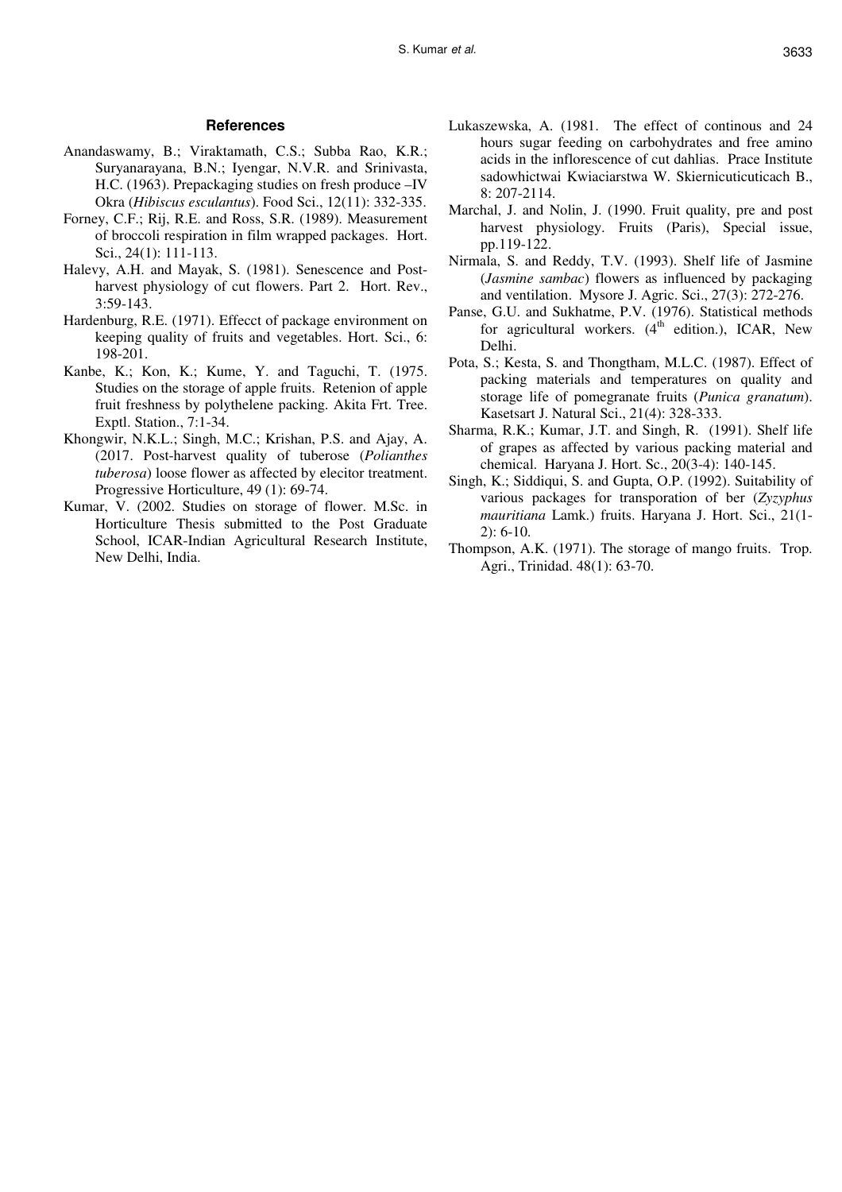## References

Anandaswamy, B.; Viraktamath, C.S.; Subba Rao, K.R.; Suryanarayana, B.N.; Iyengar, N.V.R. and Srinivasta, H.C. (1963). Prepackaging studies on fresh produce –IV Okra (*Hibiscus esculantus*). Food Sci., 12(11): 332-335.

Forney, C.F.; Rij, R.E. and Ross, S.R. (1989). Measurement of broccoli respiration in film wrapped packages. Hort. Sci., 24(1): 111-113.

Halevy, A.H. and Mayak, S. (1981). Senescence and Post-harvest physiology of cut flowers. Part 2. Hort. Rev., 3:59-143.

Hardenburg, R.E. (1971). Effecct of package environment on keeping quality of fruits and vegetables. Hort. Sci., 6: 198-201.

Kanbe, K.; Kon, K.; Kume, Y. and Taguchi, T. (1975. Studies on the storage of apple fruits. Retenion of apple fruit freshness by polythelene packing. Akita Frt. Tree. Exptl. Station., 7:1-34.

Khongwir, N.K.L.; Singh, M.C.; Krishan, P.S. and Ajay, A. (2017. Post-harvest quality of tuberose (*Polianthes tuberosa*) loose flower as affected by elecitor treatment. Progressive Horticulture, 49 (1): 69-74.

Kumar, V. (2002. Studies on storage of flower. M.Sc. in Horticulture Thesis submitted to the Post Graduate School, ICAR-Indian Agricultural Research Institute, New Delhi, India.

Lukaszewska, A. (1981. The effect of continous and 24 hours sugar feeding on carbohydrates and free amino acids in the inflorescence of cut dahlias. Prace Institute sadowhictwai Kwiaciarstwa W. Skiernicuticuticach B., 8: 207-2114.

Marchal, J. and Nolin, J. (1990. Fruit quality, pre and post harvest physiology. Fruits (Paris), Special issue, pp.119-122.

Nirmala, S. and Reddy, T.V. (1993). Shelf life of Jasmine (*Jasmine sambac*) flowers as influenced by packaging and ventilation. Mysore J. Agric. Sci., 27(3): 272-276.

Panse, G.U. and Sukhatme, P.V. (1976). Statistical methods for agricultural workers. (4th edition.), ICAR, New Delhi.

Pota, S.; Kesta, S. and Thongtham, M.L.C. (1987). Effect of packing materials and temperatures on quality and storage life of pomegranate fruits (*Punica granatum*). Kasetsart J. Natural Sci., 21(4): 328-333.

Sharma, R.K.; Kumar, J.T. and Singh, R. (1991). Shelf life of grapes as affected by various packing material and chemical. Haryana J. Hort. Sc., 20(3-4): 140-145.

Singh, K.; Siddiqui, S. and Gupta, O.P. (1992). Suitability of various packages for transporation of ber (*Zyzyphus mauritiana* Lamk.) fruits. Haryana J. Hort. Sci., 21(1-2): 6-10.

Thompson, A.K. (1971). The storage of mango fruits. Trop. Agri., Trinidad. 48(1): 63-70.